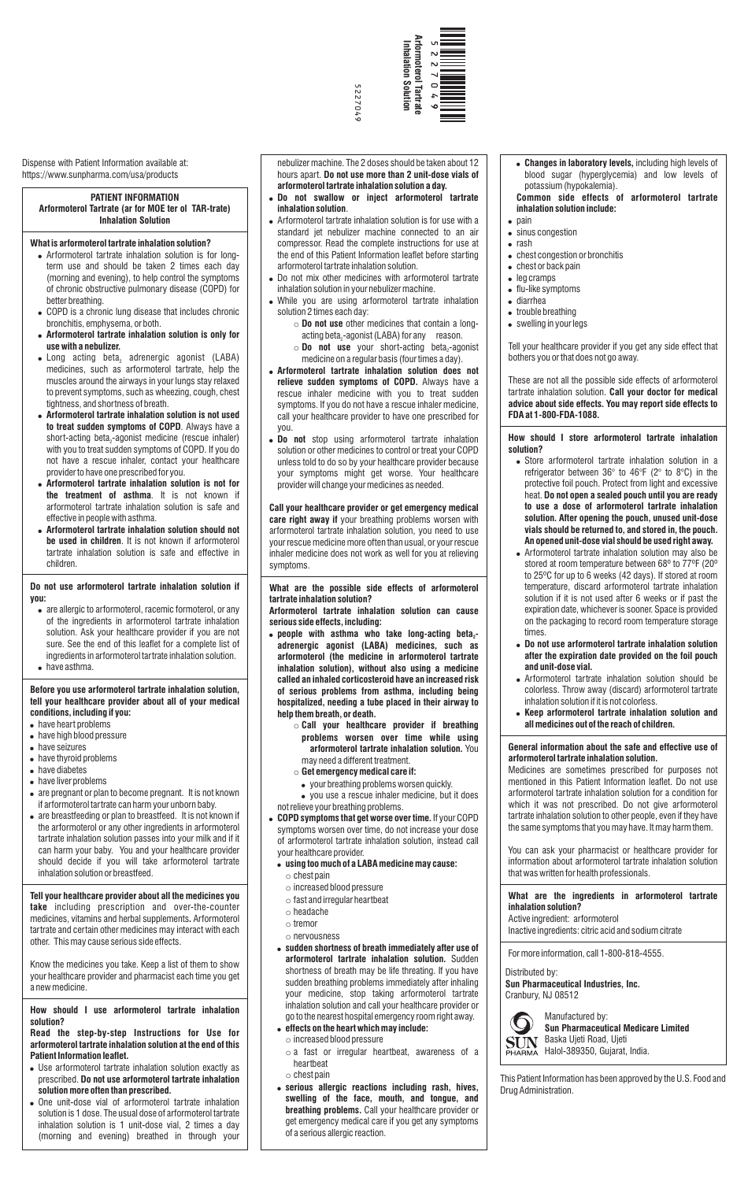Arformoterol Tartrate Inhalation Solution

5227049

Dispense with Patient Information available at: https://www.sunpharma.com/usa/products

**PATIENT INFORMATION**
**Arformoterol Tartrate (ar for MOE ter ol TAR-trate) Inhalation Solution**

**What is arformoterol tartrate inhalation solution?**

- Arformoterol tartrate inhalation solution is for long-term use and should be taken 2 times each day (morning and evening), to help control the symptoms of chronic obstructive pulmonary disease (COPD) for better breathing.
- COPD is a chronic lung disease that includes chronic bronchitis, emphysema, or both.
- **Arformoterol tartrate inhalation solution is only for use with a nebulizer.**
- Long acting beta$_2$ adrenergic agonist (LABA) medicines, such as arformoterol tartrate, help the muscles around the airways in your lungs stay relaxed to prevent symptoms, such as wheezing, cough, chest tightness, and shortness of breath.
- **Arformoterol tartrate inhalation solution is not used to treat sudden symptoms of COPD**. Always have a short-acting beta$_2$-agonist medicine (rescue inhaler) with you to treat sudden symptoms of COPD. If you do not have a rescue inhaler, contact your healthcare provider to have one prescribed for you.
- **Arformoterol tartrate inhalation solution is not for the treatment of asthma**. It is not known if arformoterol tartrate inhalation solution is safe and effective in people with asthma.
- **Arformoterol tartrate inhalation solution should not be used in children**. It is not known if arformoterol tartrate inhalation solution is safe and effective in children.

**Do not use arformoterol tartrate inhalation solution if you:**

- are allergic to arformoterol, racemic formoterol, or any of the ingredients in arformoterol tartrate inhalation solution. Ask your healthcare provider if you are not sure. See the end of this leaflet for a complete list of ingredients in arformoterol tartrate inhalation solution.
- have asthma.

**Before you use arformoterol tartrate inhalation solution, tell your healthcare provider about all of your medical conditions, including if you:**

- have heart problems
- have high blood pressure
- have seizures
- have thyroid problems
- have diabetes
- have liver problems
- are pregnant or plan to become pregnant. It is not known if arformoterol tartrate can harm your unborn baby.
- are breastfeeding or plan to breastfeed. It is not known if the arformoterol or any other ingredients in arformoterol tartrate inhalation solution passes into your milk and if it can harm your baby. You and your healthcare provider should decide if you will take arformoterol tartrate inhalation solution or breastfeed.

**Tell your healthcare provider about all the medicines you take** including prescription and over-the-counter medicines, vitamins and herbal supplements**.** Arformoterol tartrate and certain other medicines may interact with each other. This may cause serious side effects.

Know the medicines you take. Keep a list of them to show your healthcare provider and pharmacist each time you get a new medicine.

**How should I use arformoterol tartrate inhalation solution?**

**Read the step-by-step Instructions for Use for arformoterol tartrate inhalation solution at the end of this Patient Information leaflet.**

- Use arformoterol tartrate inhalation solution exactly as prescribed. **Do not use arformoterol tartrate inhalation solution more often than prescribed.**
- One unit-dose vial of arformoterol tartrate inhalation solution is 1 dose. The usual dose of arformoterol tartrate inhalation solution is 1 unit-dose vial, 2 times a day (morning and evening) breathed in through your nebulizer machine. The 2 doses should be taken about 12 hours apart. **Do not use more than 2 unit-dose vials of arformoterol tartrate inhalation solution a day.**
- **Do not swallow or inject arformoterol tartrate inhalation solution**.
- Arformoterol tartrate inhalation solution is for use with a standard jet nebulizer machine connected to an air compressor. Read the complete instructions for use at the end of this Patient Information leaflet before starting arformoterol tartrate inhalation solution.
- Do not mix other medicines with arformoterol tartrate inhalation solution in your nebulizer machine.
- While you are using arformoterol tartrate inhalation solution 2 times each day:
  - **Do not use** other medicines that contain a long-acting beta$_2$-agonist (LABA) for any reason.
  - **Do not use** your short-acting beta$_2$-agonist medicine on a regular basis (four times a day).
- **Arformoterol tartrate inhalation solution does not relieve sudden symptoms of COPD.** Always have a rescue inhaler medicine with you to treat sudden symptoms. If you do not have a rescue inhaler medicine, call your healthcare provider to have one prescribed for you.
- **Do not** stop using arformoterol tartrate inhalation solution or other medicines to control or treat your COPD unless told to do so by your healthcare provider because your symptoms might get worse. Your healthcare provider will change your medicines as needed.

**Call your healthcare provider or get emergency medical care right away if** your breathing problems worsen with arformoterol tartrate inhalation solution, you need to use your rescue medicine more often than usual, or your rescue inhaler medicine does not work as well for you at relieving symptoms.

**What are the possible side effects of arformoterol tartrate inhalation solution?**

**Arformoterol tartrate inhalation solution can cause serious side effects, including:**

- **people with asthma who take long-acting beta$_2$-adrenergic agonist (LABA) medicines, such as arformoterol (the medicine in arformoterol tartrate inhalation solution), without also using a medicine called an inhaled corticosteroid have an increased risk of serious problems from asthma, including being hospitalized, needing a tube placed in their airway to help them breath, or death.**
  - **Call your healthcare provider if breathing problems worsen over time while using arformoterol tartrate inhalation solution.** You may need a different treatment.
  - **Get emergency medical care if:**
    - your breathing problems worsen quickly.
    - you use a rescue inhaler medicine, but it does not relieve your breathing problems.
- **COPD symptoms that get worse over time.** If your COPD symptoms worsen over time, do not increase your dose of arformoterol tartrate inhalation solution, instead call your healthcare provider.
- **using too much of a LABA medicine may cause:**
  - chest pain
  - increased blood pressure
  - fast and irregular heartbeat
  - headache
  - tremor
  - nervousness
- **sudden shortness of breath immediately after use of arformoterol tartrate inhalation solution.** Sudden shortness of breath may be life threating. If you have sudden breathing problems immediately after inhaling your medicine, stop taking arformoterol tartrate inhalation solution and call your healthcare provider or go to the nearest hospital emergency room right away.
- **effects on the heart which may include:**
  - increased blood pressure
  - a fast or irregular heartbeat, awareness of a heartbeat
  - chest pain
- **serious allergic reactions including rash, hives, swelling of the face, mouth, and tongue, and breathing problems.** Call your healthcare provider or get emergency medical care if you get any symptoms of a serious allergic reaction.
- **Changes in laboratory levels,** including high levels of blood sugar (hyperglycemia) and low levels of potassium (hypokalemia).

**Common side effects of arformoterol tartrate inhalation solution include:**

- pain
- sinus congestion
- rash
- chest congestion or bronchitis
- chest or back pain
- leg cramps
- flu-like symptoms
- diarrhea
- trouble breathing
- swelling in your legs

Tell your healthcare provider if you get any side effect that bothers you or that does not go away.

These are not all the possible side effects of arformoterol tartrate inhalation solution. **Call your doctor for medical advice about side effects. You may report side effects to FDA at 1-800-FDA-1088.**

**How should I store arformoterol tartrate inhalation solution?**

- Store arformoterol tartrate inhalation solution in a refrigerator between 36° to 46°F (2° to 8°C) in the protective foil pouch. Protect from light and excessive heat. **Do not open a sealed pouch until you are ready to use a dose of arformoterol tartrate inhalation solution. After opening the pouch, unused unit-dose vials should be returned to, and stored in, the pouch. An opened unit-dose vial should be used right away.**
- Arformoterol tartrate inhalation solution may also be stored at room temperature between 68° to 77°F (20° to 25°C) for up to 6 weeks (42 days). If stored at room temperature, discard arformoterol tartrate inhalation solution if it is not used after 6 weeks or if past the expiration date, whichever is sooner. Space is provided on the packaging to record room temperature storage times.
- **Do not use arformoterol tartrate inhalation solution after the expiration date provided on the foil pouch and unit-dose vial.**
- Arformoterol tartrate inhalation solution should be colorless. Throw away (discard) arformoterol tartrate inhalation solution if it is not colorless.
- **Keep arformoterol tartrate inhalation solution and all medicines out of the reach of children.**

**General information about the safe and effective use of arformoterol tartrate inhalation solution.**

Medicines are sometimes prescribed for purposes not mentioned in this Patient Information leaflet. Do not use arformoterol tartrate inhalation solution for a condition for which it was not prescribed. Do not give arformoterol tartrate inhalation solution to other people, even if they have the same symptoms that you may have. It may harm them.

You can ask your pharmacist or healthcare provider for information about arformoterol tartrate inhalation solution that was written for health professionals.

**What are the ingredients in arformoterol tartrate inhalation solution?**

Active ingredient: arformoterol

Inactive ingredients: citric acid and sodium citrate

For more information, call 1-800-818-4555.

Distributed by:
**Sun Pharmaceutical Industries, Inc.**
Cranbury, NJ 08512

Manufactured by:
**Sun Pharmaceutical Medicare Limited**
Baska Ujeti Road, Ujeti
Halol-389350, Gujarat, India.

This Patient Information has been approved by the U.S. Food and Drug Administration.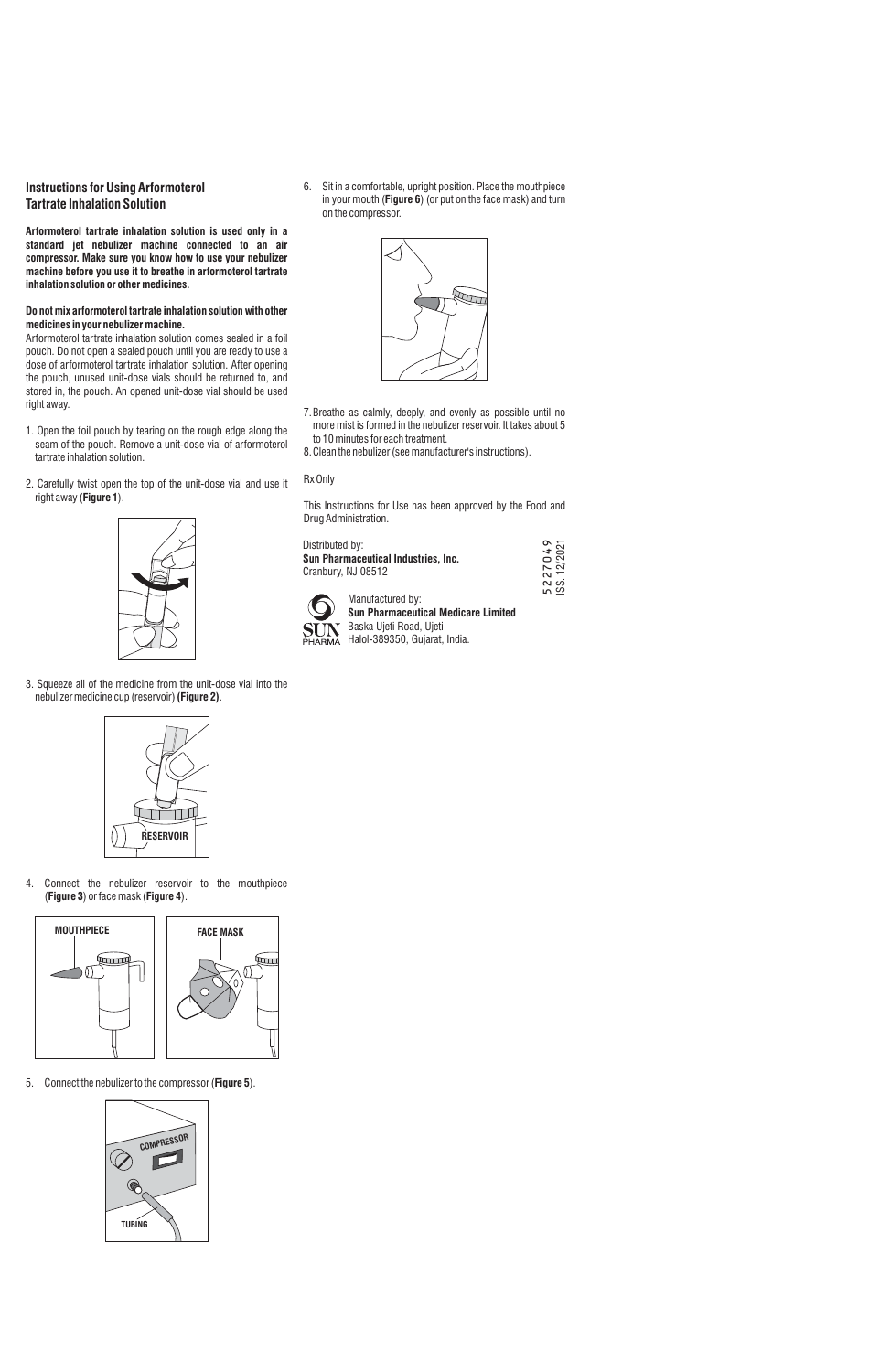## Instructions for Using Arformoterol Tartrate Inhalation Solution

**Arformoterol tartrate inhalation solution is used only in a standard jet nebulizer machine connected to an air compressor. Make sure you know how to use your nebulizer machine before you use it to breathe in arformoterol tartrate inhalation solution or other medicines.**

**Do not mix arformoterol tartrate inhalation solution with other medicines in your nebulizer machine.**

Arformoterol tartrate inhalation solution comes sealed in a foil pouch. Do not open a sealed pouch until you are ready to use a dose of arformoterol tartrate inhalation solution. After opening the pouch, unused unit-dose vials should be returned to, and stored in, the pouch. An opened unit-dose vial should be used right away.

1. Open the foil pouch by tearing on the rough edge along the seam of the pouch. Remove a unit-dose vial of arformoterol tartrate inhalation solution.
2. Carefully twist open the top of the unit-dose vial and use it right away (**Figure 1**).
3. Squeeze all of the medicine from the unit-dose vial into the nebulizer medicine cup (reservoir) **(Figure 2)**.

RESERVOIR

4. Connect the nebulizer reservoir to the mouthpiece (**Figure 3**) or face mask (**Figure 4**).

MOUTHPIECE

FACE MASK

5. Connect the nebulizer to the compressor (**Figure 5**).

COMPRESSOR

TUBING

6. Sit in a comfortable, upright position. Place the mouthpiece in your mouth (**Figure 6**) (or put on the face mask) and turn on the compressor.
7. Breathe as calmly, deeply, and evenly as possible until no more mist is formed in the nebulizer reservoir. It takes about 5 to 10 minutes for each treatment.
8. Clean the nebulizer (see manufacturer's instructions).

Rx Only

This Instructions for Use has been approved by the Food and Drug Administration.

Distributed by:
**Sun Pharmaceutical Industries, Inc.**
Cranbury, NJ 08512

Manufactured by:
**Sun Pharmaceutical Medicare Limited**
Baska Ujeti Road, Ujeti
Halol-389350, Gujarat, India.

5227049
ISS. 12/2021